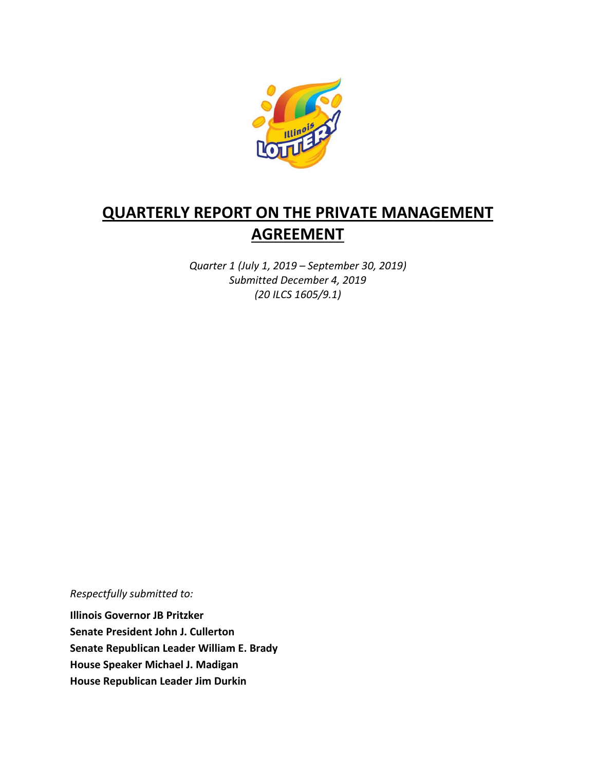# QUARTERLY REPORT ON THE PRIVATE MANAGEMENT AGREEMENT

*Quarter 1 (July 1, 2019 – September 30, 2019)*
*Submitted December 4, 2019*
*(20 ILCS 1605/9.1)*

*Respectfully submitted to:*

**Illinois Governor JB Pritzker**
**Senate President John J. Cullerton**
**Senate Republican Leader William E. Brady**
**House Speaker Michael J. Madigan**
**House Republican Leader Jim Durkin**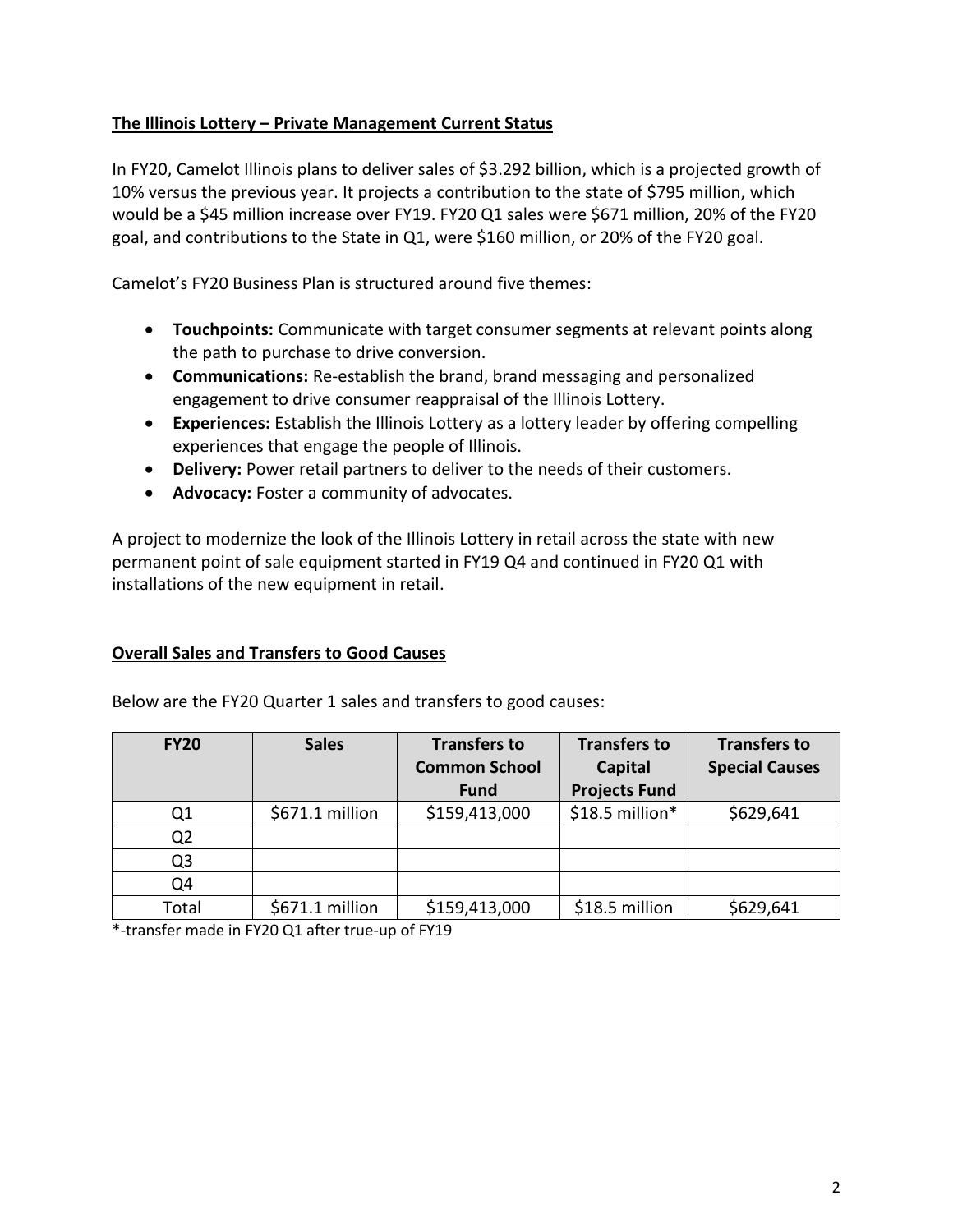## The Illinois Lottery – Private Management Current Status

In FY20, Camelot Illinois plans to deliver sales of $3.292 billion, which is a projected growth of 10% versus the previous year. It projects a contribution to the state of $795 million, which would be a $45 million increase over FY19. FY20 Q1 sales were $671 million, 20% of the FY20 goal, and contributions to the State in Q1, were $160 million, or 20% of the FY20 goal.

Camelot's FY20 Business Plan is structured around five themes:

- **Touchpoints:** Communicate with target consumer segments at relevant points along the path to purchase to drive conversion.
- **Communications:** Re-establish the brand, brand messaging and personalized engagement to drive consumer reappraisal of the Illinois Lottery.
- **Experiences:** Establish the Illinois Lottery as a lottery leader by offering compelling experiences that engage the people of Illinois.
- **Delivery:** Power retail partners to deliver to the needs of their customers.
- **Advocacy:** Foster a community of advocates.

A project to modernize the look of the Illinois Lottery in retail across the state with new permanent point of sale equipment started in FY19 Q4 and continued in FY20 Q1 with installations of the new equipment in retail.

## Overall Sales and Transfers to Good Causes

Below are the FY20 Quarter 1 sales and transfers to good causes:

| FY20 | Sales | Transfers to Common School Fund | Transfers to Capital Projects Fund | Transfers to Special Causes |
|---|---|---|---|---|
| Q1 | $671.1 million | $159,413,000 | $18.5 million* | $629,641 |
| Q2 | | | | |
| Q3 | | | | |
| Q4 | | | | |
| Total | $671.1 million | $159,413,000 | $18.5 million | $629,641 |

*-transfer made in FY20 Q1 after true-up of FY19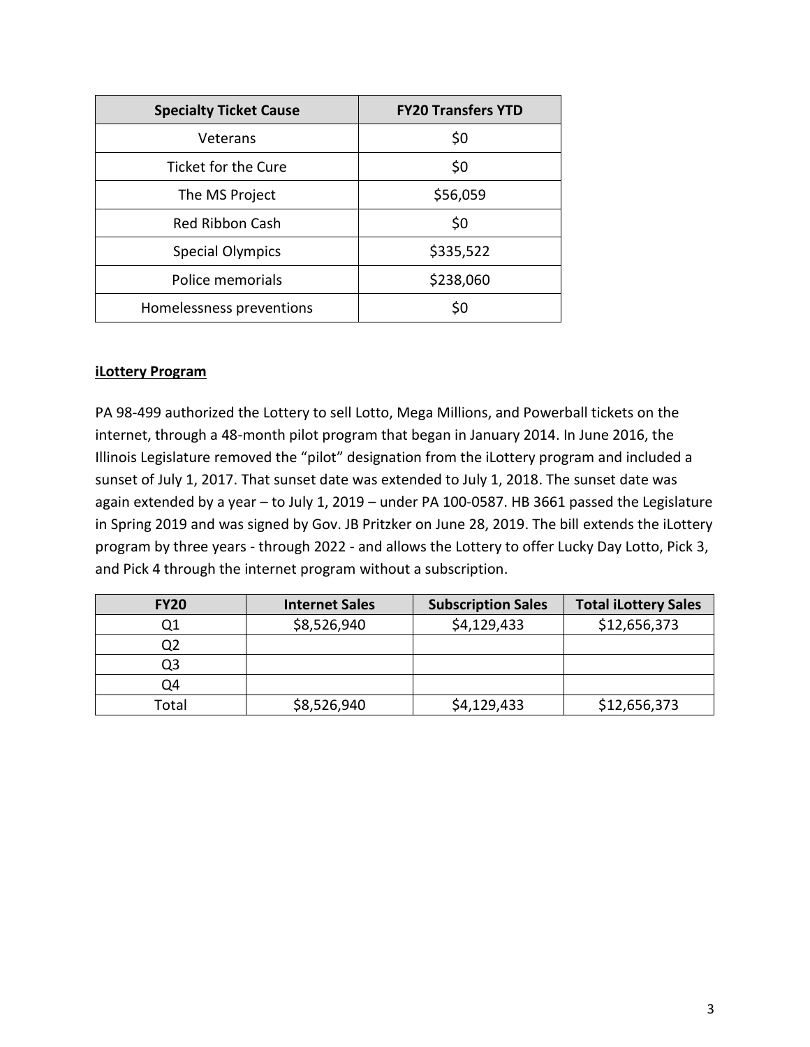| Specialty Ticket Cause | FY20 Transfers YTD |
| --- | --- |
| Veterans | $0 |
| Ticket for the Cure | $0 |
| The MS Project | $56,059 |
| Red Ribbon Cash | $0 |
| Special Olympics | $335,522 |
| Police memorials | $238,060 |
| Homelessness preventions | $0 |

**iLottery Program**

PA 98-499 authorized the Lottery to sell Lotto, Mega Millions, and Powerball tickets on the internet, through a 48-month pilot program that began in January 2014. In June 2016, the Illinois Legislature removed the "pilot" designation from the iLottery program and included a sunset of July 1, 2017. That sunset date was extended to July 1, 2018. The sunset date was again extended by a year – to July 1, 2019 – under PA 100-0587. HB 3661 passed the Legislature in Spring 2019 and was signed by Gov. JB Pritzker on June 28, 2019. The bill extends the iLottery program by three years - through 2022 - and allows the Lottery to offer Lucky Day Lotto, Pick 3, and Pick 4 through the internet program without a subscription.

| FY20 | Internet Sales | Subscription Sales | Total iLottery Sales |
| --- | --- | --- | --- |
| Q1 | $8,526,940 | $4,129,433 | $12,656,373 |
| Q2 | | | |
| Q3 | | | |
| Q4 | | | |
| Total | $8,526,940 | $4,129,433 | $12,656,373 |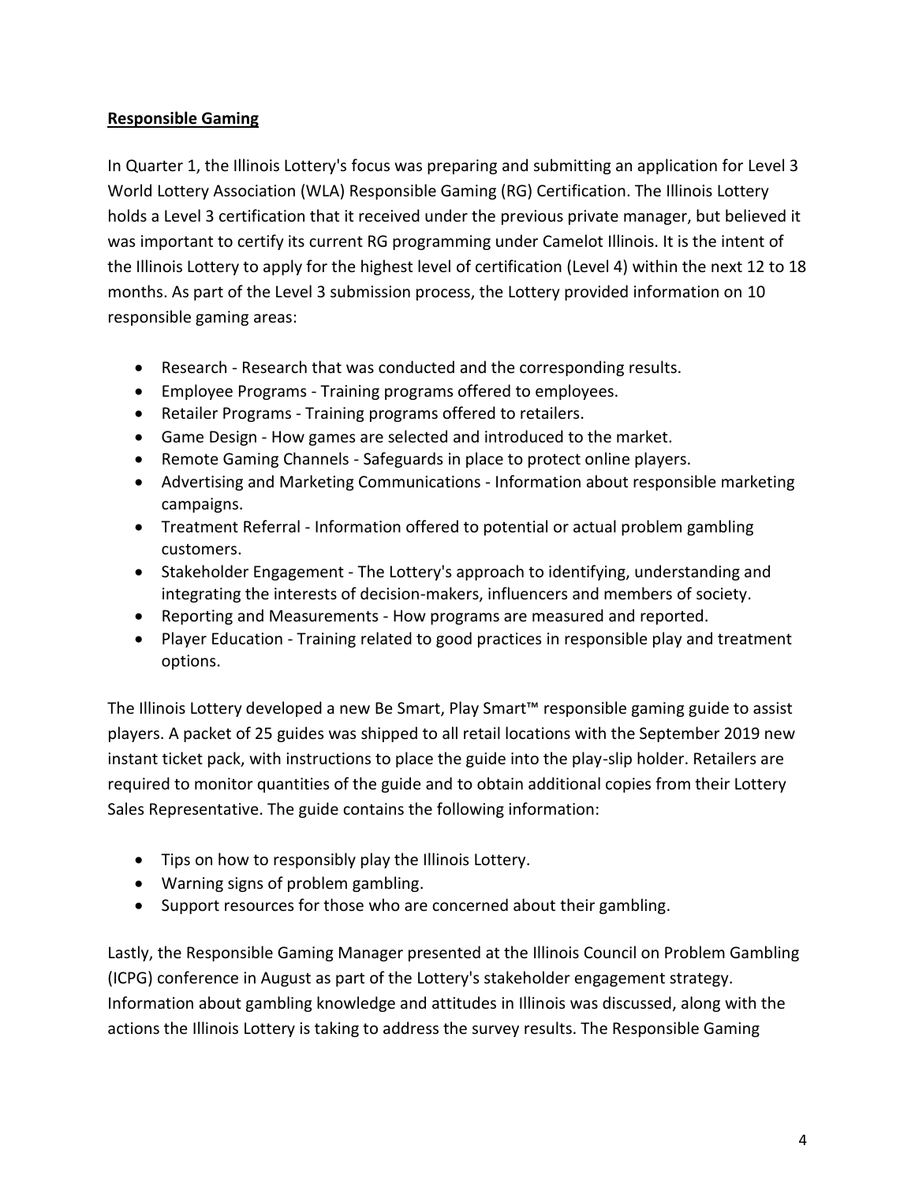## Responsible Gaming

In Quarter 1, the Illinois Lottery's focus was preparing and submitting an application for Level 3 World Lottery Association (WLA) Responsible Gaming (RG) Certification. The Illinois Lottery holds a Level 3 certification that it received under the previous private manager, but believed it was important to certify its current RG programming under Camelot Illinois. It is the intent of the Illinois Lottery to apply for the highest level of certification (Level 4) within the next 12 to 18 months. As part of the Level 3 submission process, the Lottery provided information on 10 responsible gaming areas:

- Research - Research that was conducted and the corresponding results.
- Employee Programs - Training programs offered to employees.
- Retailer Programs - Training programs offered to retailers.
- Game Design - How games are selected and introduced to the market.
- Remote Gaming Channels - Safeguards in place to protect online players.
- Advertising and Marketing Communications - Information about responsible marketing campaigns.
- Treatment Referral - Information offered to potential or actual problem gambling customers.
- Stakeholder Engagement - The Lottery's approach to identifying, understanding and integrating the interests of decision-makers, influencers and members of society.
- Reporting and Measurements - How programs are measured and reported.
- Player Education - Training related to good practices in responsible play and treatment options.

The Illinois Lottery developed a new Be Smart, Play Smart™ responsible gaming guide to assist players. A packet of 25 guides was shipped to all retail locations with the September 2019 new instant ticket pack, with instructions to place the guide into the play-slip holder. Retailers are required to monitor quantities of the guide and to obtain additional copies from their Lottery Sales Representative. The guide contains the following information:

- Tips on how to responsibly play the Illinois Lottery.
- Warning signs of problem gambling.
- Support resources for those who are concerned about their gambling.

Lastly, the Responsible Gaming Manager presented at the Illinois Council on Problem Gambling (ICPG) conference in August as part of the Lottery's stakeholder engagement strategy. Information about gambling knowledge and attitudes in Illinois was discussed, along with the actions the Illinois Lottery is taking to address the survey results. The Responsible Gaming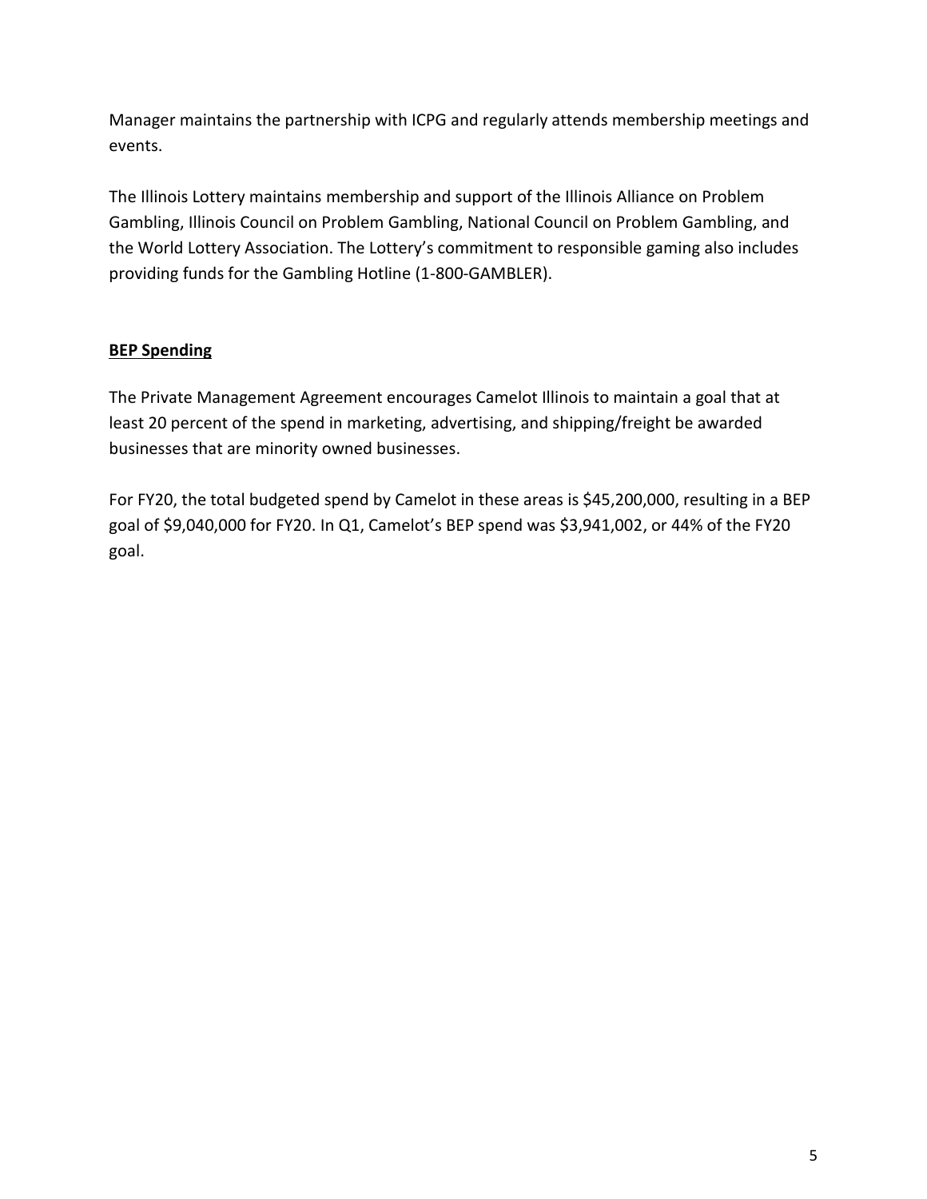Manager maintains the partnership with ICPG and regularly attends membership meetings and events.

The Illinois Lottery maintains membership and support of the Illinois Alliance on Problem Gambling, Illinois Council on Problem Gambling, National Council on Problem Gambling, and the World Lottery Association. The Lottery's commitment to responsible gaming also includes providing funds for the Gambling Hotline (1-800-GAMBLER).

## BEP Spending

The Private Management Agreement encourages Camelot Illinois to maintain a goal that at least 20 percent of the spend in marketing, advertising, and shipping/freight be awarded businesses that are minority owned businesses.

For FY20, the total budgeted spend by Camelot in these areas is $45,200,000, resulting in a BEP goal of $9,040,000 for FY20. In Q1, Camelot's BEP spend was $3,941,002, or 44% of the FY20 goal.